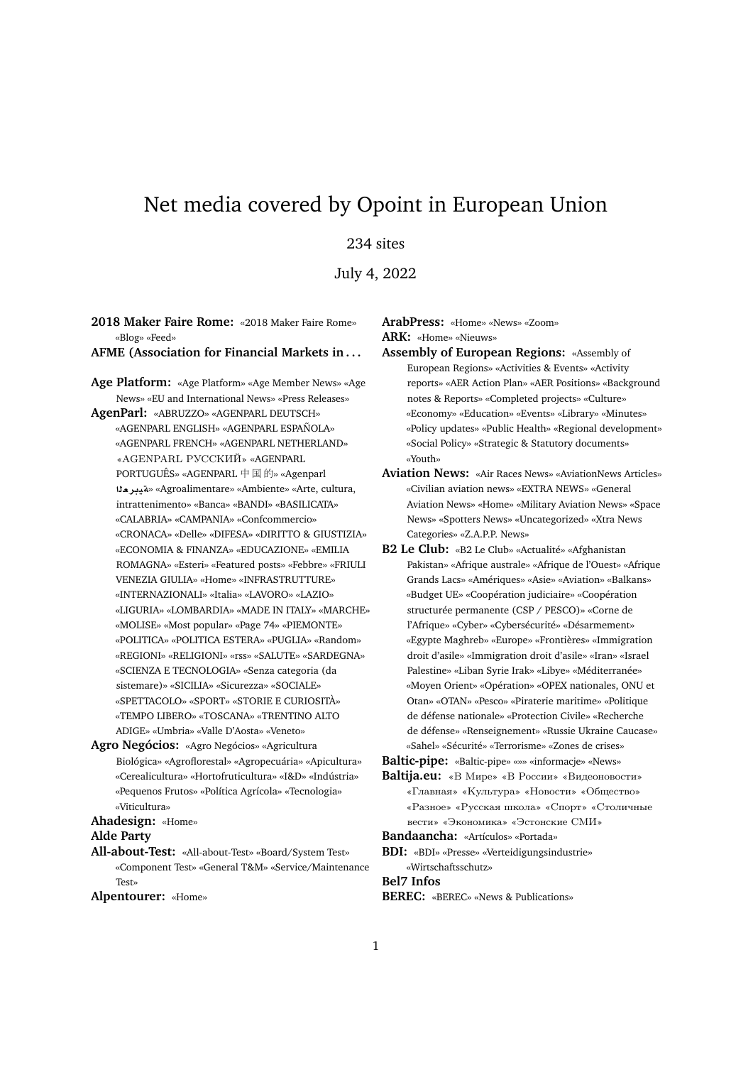# Net media covered by Opoint in European Union

234 sites

July 4, 2022

**2018 Maker Faire Rome:** «2018 Maker Faire Rome» «Blog» «Feed»

**AFME (Association for Financial Markets in . . .**

**Age Platform:** «Age Platform» «Age Member News» «Age News» «EU and International News» «Press Releases»

**AgenParl:** «ABRUZZO» «AGENPARL DEUTSCH» «AGENPARL ENGLISH» «AGENPARL ESPAÑOLA» «AGENPARL FRENCH» «AGENPARL NETHERLAND» «AGENPARL РУССКИЙ» «AGENPARL PORTUGUÊS» «AGENPARL 中国 的» «Agenparl العربية» «Agroalimentare» «Ambiente» «Arte, cultura, intrattenimento» «Banca» «BANDI» «BASILICATA» «CALABRIA» «CAMPANIA» «Confcommercio» «CRONACA» «Delle» «DIFESA» «DIRITTO & GIUSTIZIA» «ECONOMIA & FINANZA» «EDUCAZIONE» «EMILIA ROMAGNA» «Esteri» «Featured posts» «Febbre» «FRIULI VENEZIA GIULIA» «Home» «INFRASTRUTTURE» «INTERNAZIONALI» «Italia» «LAVORO» «LAZIO» «LIGURIA» «LOMBARDIA» «MADE IN ITALY» «MARCHE» «MOLISE» «Most popular» «Page 74» «PIEMONTE» «POLITICA» «POLITICA ESTERA» «PUGLIA» «Random» «REGIONI» «RELIGIONI» «rss» «SALUTE» «SARDEGNA» «SCIENZA E TECNOLOGIA» «Senza categoria (da sistemare)» «SICILIA» «Sicurezza» «SOCIALE» «SPETTACOLO» «SPORT» «STORIE E CURIOSITÀ» «TEMPO LIBERO» «TOSCANA» «TRENTINO ALTO ADIGE» «Umbria» «Valle D'Aosta» «Veneto»

**Agro Negócios:** «Agro Negócios» «Agricultura Biológica» «Agroflorestal» «Agropecuária» «Apicultura» «Cerealicultura» «Hortofruticultura» «I&D» «Indústria» «Pequenos Frutos» «Política Agrícola» «Tecnologia» «Viticultura»

**Ahadesign:** «Home»

**Alde Party**

**All-about-Test:** «All-about-Test» «Board/System Test» «Component Test» «General T&M» «Service/Maintenance Test»

**Alpentourer:** «Home»

**ArabPress:** «Home» «News» «Zoom»

**ARK:** «Home» «Nieuws»

**Assembly of European Regions:** «Assembly of European Regions» «Activities & Events» «Activity reports» «AER Action Plan» «AER Positions» «Background notes & Reports» «Completed projects» «Culture» «Economy» «Education» «Events» «Library» «Minutes» «Policy updates» «Public Health» «Regional development» «Social Policy» «Strategic & Statutory documents» «Youth»

**Aviation News:** «Air Races News» «AviationNews Articles» «Civilian aviation news» «EXTRA NEWS» «General Aviation News» «Home» «Military Aviation News» «Space News» «Spotters News» «Uncategorized» «Xtra News Categories» «Z.A.P.P. News»

**B2 Le Club:** «B2 Le Club» «Actualité» «Afghanistan Pakistan» «Afrique australe» «Afrique de l'Ouest» «Afrique Grands Lacs» «Amériques» «Asie» «Aviation» «Balkans» «Budget UE» «Coopération judiciaire» «Coopération structurée permanente (CSP / PESCO)» «Corne de l'Afrique» «Cyber» «Cybersécurité» «Désarmement» «Egypte Maghreb» «Europe» «Frontières» «Immigration droit d'asile» «Immigration droit d'asile» «Iran» «Israel Palestine» «Liban Syrie Irak» «Libye» «Méditerranée» «Moyen Orient» «Opération» «OPEX nationales, ONU et Otan» «OTAN» «Pesco» «Piraterie maritime» «Politique de défense nationale» «Protection Civile» «Recherche de défense» «Renseignement» «Russie Ukraine Caucase» «Sahel» «Sécurité» «Terrorisme» «Zones de crises»

**Baltic-pipe:** «Baltic-pipe» «»» «informacje» «News»

**Baltija.eu:** «В Мире» «В России» «Видеоновости» «Главная» «Культура» «Новости» «Общество» «Разное» «Русская школа» «Спорт» «Столичные вести» «Экономика» «Эстонские СМИ»

**Bandaancha:** «Artículos» «Portada»

**BDI:** «BDI» «Presse» «Verteidigungsindustrie» «Wirtschaftsschutz»

**Bel7 Infos**

**BEREC:** «BEREC» «News & Publications»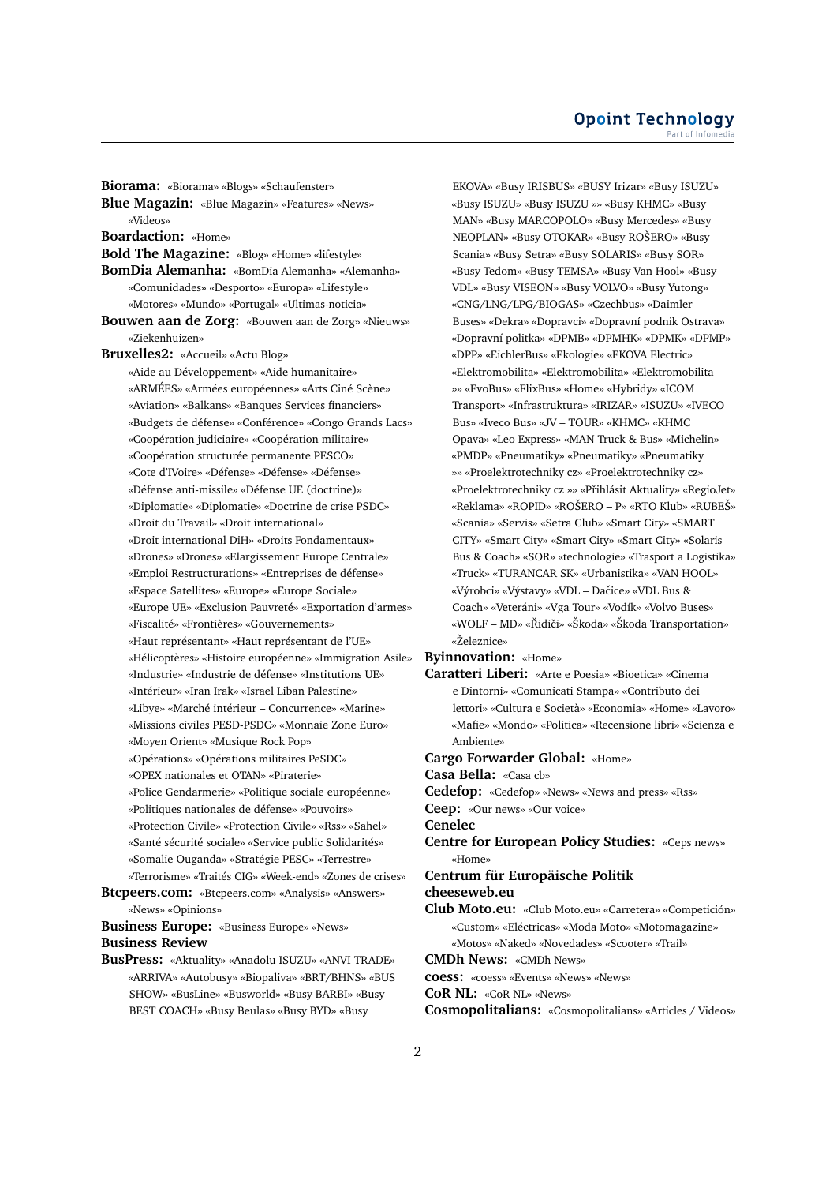**Biorama:** «Biorama» «Blogs» «Schaufenster»

**Blue Magazin:** «Blue Magazin» «Features» «News» «Videos»

**Boardaction:** «Home»

**Bold The Magazine:** «Blog» «Home» «lifestyle»

**BomDia Alemanha:** «BomDia Alemanha» «Alemanha» «Comunidades» «Desporto» «Europa» «Lifestyle» «Motores» «Mundo» «Portugal» «Ultimas-noticia»

**Bouwen aan de Zorg:** «Bouwen aan de Zorg» «Nieuws» «Ziekenhuizen»

**Bruxelles2:** «Accueil» «Actu Blog» «Aide au Développement» «Aide humanitaire» «ARMÉES» «Armées européennes» «Arts Ciné Scène» «Aviation» «Balkans» «Banques Services financiers» «Budgets de défense» «Conférence» «Congo Grands Lacs» «Coopération judiciaire» «Coopération militaire» «Coopération structurée permanente PESCO» «Cote d'IVoire» «Défense» «Défense» «Défense» «Défense anti-missile» «Défense UE (doctrine)» «Diplomatie» «Diplomatie» «Doctrine de crise PSDC» «Droit du Travail» «Droit international» «Droit international DiH» «Droits Fondamentaux» «Drones» «Drones» «Elargissement Europe Centrale» «Emploi Restructurations» «Entreprises de défense» «Espace Satellites» «Europe» «Europe Sociale» «Europe UE» «Exclusion Pauvreté» «Exportation d'armes» «Fiscalité» «Frontières» «Gouvernements» «Haut représentant» «Haut représentant de l'UE» «Hélicoptères» «Histoire européenne» «Immigration Asile» «Industrie» «Industrie de défense» «Institutions UE» «Intérieur» «Iran Irak» «Israel Liban Palestine» «Libye» «Marché intérieur – Concurrence» «Marine» «Missions civiles PESD-PSDC» «Monnaie Zone Euro» «Moyen Orient» «Musique Rock Pop» «Opérations» «Opérations militaires PeSDC» «OPEX nationales et OTAN» «Piraterie» «Police Gendarmerie» «Politique sociale européenne» «Politiques nationales de défense» «Pouvoirs» «Protection Civile» «Protection Civile» «Rss» «Sahel» «Santé sécurité sociale» «Service public Solidarités» «Somalie Ouganda» «Stratégie PESC» «Terrestre» «Terrorisme» «Traités CIG» «Week-end» «Zones de crises»

**Btcpeers.com:** «Btcpeers.com» «Analysis» «Answers» «News» «Opinions»

**Business Europe:** «Business Europe» «News»

**Business Review**

**BusPress:** «Aktuality» «Anadolu ISUZU» «ANVI TRADE» «ARRIVA» «Autobusy» «Biopaliva» «BRT/BHNS» «BUS SHOW» «BusLine» «Busworld» «Busy BARBI» «Busy BEST COACH» «Busy Beulas» «Busy BYD» «Busy EKOVA» «Busy IRISBUS» «BUSY Irizar» «Busy ISUZU» «Busy ISUZU» «Busy ISUZU »» «Busy KHMC» «Busy MAN» «Busy MARCOPOLO» «Busy Mercedes» «Busy NEOPLAN» «Busy OTOKAR» «Busy ROŠERO» «Busy Scania» «Busy Setra» «Busy SOLARIS» «Busy SOR» «Busy Tedom» «Busy TEMSA» «Busy Van Hool» «Busy VDL» «Busy VISEON» «Busy VOLVO» «Busy Yutong» «CNG/LNG/LPG/BIOGAS» «Czechbus» «Daimler Buses» «Dekra» «Dopravci» «Dopravní podnik Ostrava» «Dopravní politka» «DPMB» «DPMHK» «DPMK» «DPMP» «DPP» «EichlerBus» «Ekologie» «EKOVA Electric» «Elektromobilita» «Elektromobilita» «Elektromobilita »» «EvoBus» «FlixBus» «Home» «Hybridy» «ICOM Transport» «Infrastruktura» «IRIZAR» «ISUZU» «IVECO Bus» «Iveco Bus» «JV – TOUR» «KHMC» «KHMC Opava» «Leo Express» «MAN Truck & Bus» «Michelin» «PMDP» «Pneumatiky» «Pneumatiky» «Pneumatiky »» «Proelektrotechniky cz» «Proelektrotechniky cz» «Proelektrotechniky cz »» «Přihlásit Aktuality» «RegioJet» «Reklama» «ROPID» «ROŠERO – P» «RTO Klub» «RUBEŠ» «Scania» «Servis» «Setra Club» «Smart City» «SMART CITY» «Smart City» «Smart City» «Smart City» «Solaris Bus & Coach» «SOR» «technologie» «Trasport a Logistika» «Truck» «TURANCAR SK» «Urbanistika» «VAN HOOL» «Výrobci» «Výstavy» «VDL – Dačice» «VDL Bus & Coach» «Veteráni» «Vga Tour» «Vodík» «Volvo Buses» «WOLF – MD» «Řidiči» «Škoda» «Škoda Transportation» «Železnice»

**Byinnovation:** «Home»

**Caratteri Liberi:** «Arte e Poesia» «Bioetica» «Cinema e Dintorni» «Comunicati Stampa» «Contributo dei lettori» «Cultura e Società» «Economia» «Home» «Lavoro» «Mafie» «Mondo» «Politica» «Recensione libri» «Scienza e Ambiente»

**Cargo Forwarder Global:** «Home»

**Casa Bella:** «Casa cb»

**Cedefop:** «Cedefop» «News» «News and press» «Rss»

**Ceep:** «Our news» «Our voice»

**Cenelec**

**Centre for European Policy Studies:** «Ceps news» «Home»

**Centrum für Europäische Politik**

**cheeseweb.eu**

**Club Moto.eu:** «Club Moto.eu» «Carretera» «Competición» «Custom» «Eléctricas» «Moda Moto» «Motomagazine» «Motos» «Naked» «Novedades» «Scooter» «Trail»

**CMDh News:** «CMDh News»

**coess:** «coess» «Events» «News» «News»

**CoR NL:** «CoR NL» «News»

**Cosmopolitalians:** «Cosmopolitalians» «Articles / Videos»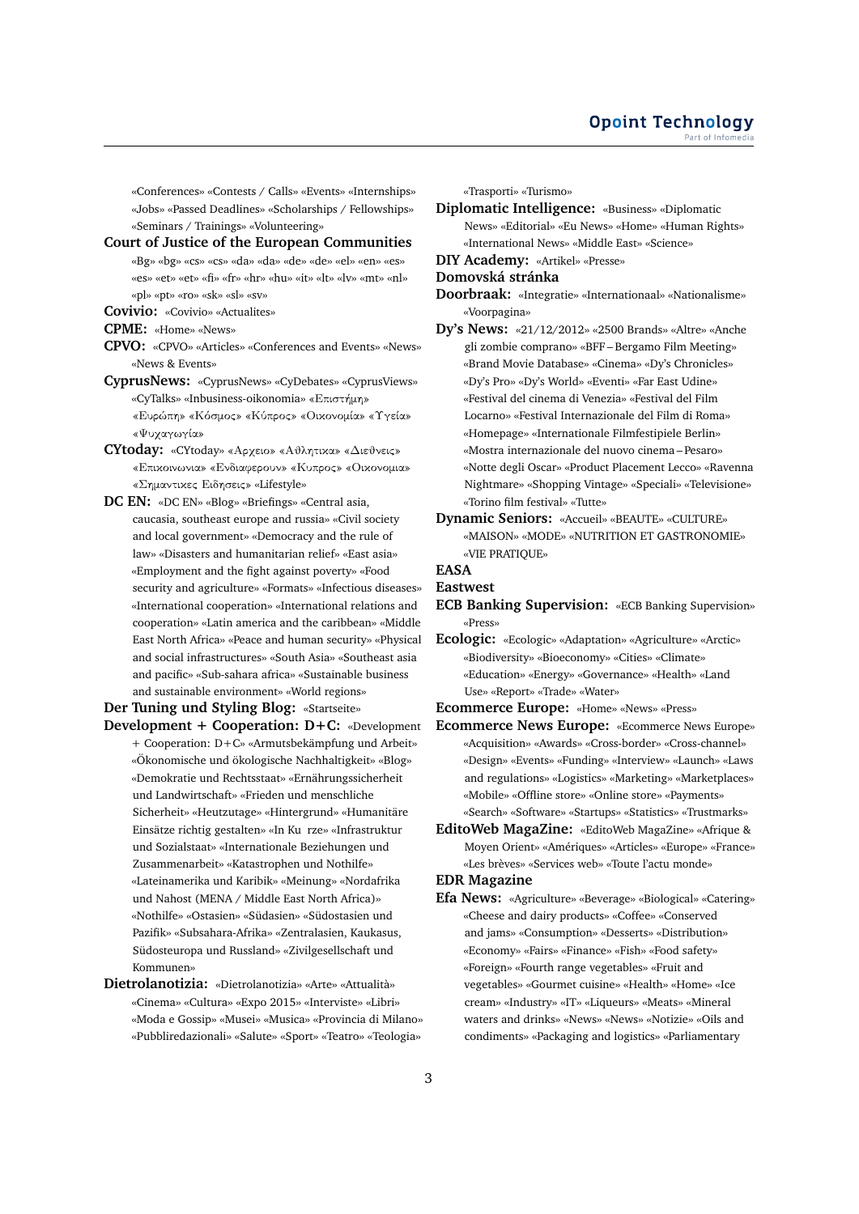«Conferences» «Contests / Calls» «Events» «Internships» «Jobs» «Passed Deadlines» «Scholarships / Fellowships» «Seminars / Trainings» «Volunteering»

**Court of Justice of the European Communities** «Bg» «bg» «cs» «cs» «da» «da» «de» «de» «el» «en» «es» «es» «et» «et» «fi» «fr» «hr» «hu» «it» «lt» «lv» «mt» «nl» «pl» «pt» «ro» «sk» «sl» «sv»

**Covivio:** «Covivio» «Actualites»

**CPME:** «Home» «News»

**CPVO:** «CPVO» «Articles» «Conferences and Events» «News» «News & Events»

**CyprusNews:** «CyprusNews» «CyDebates» «CyprusViews» «CyTalks» «Inbusiness-oikonomia» «Επιστήμη» «Ευρώπη» «Κόσμος» «Κύπρος» «Οικονομία» «Υγεία» «Ψυχαγωγία»

**CYtoday:** «CYtoday» «Αρχειο» «Αθλητικα» «Διεθνεις» «Επικοινωνια» «Ενδιαφερουν» «Κυπρος» «Οικονομια» «Σημαντικες Ειδησεις» «Lifestyle»

**DC EN:** «DC EN» «Blog» «Briefings» «Central asia, caucasia, southeast europe and russia» «Civil society and local government» «Democracy and the rule of law» «Disasters and humanitarian relief» «East asia» «Employment and the fight against poverty» «Food security and agriculture» «Formats» «Infectious diseases» «International cooperation» «International relations and cooperation» «Latin america and the caribbean» «Middle East North Africa» «Peace and human security» «Physical and social infrastructures» «South Asia» «Southeast asia and pacific» «Sub-sahara africa» «Sustainable business and sustainable environment» «World regions»

**Der Tuning und Styling Blog:** «Startseite»

**Development + Cooperation: D+C:** «Development + Cooperation: D+C» «Armutsbekämpfung und Arbeit» «Ökonomische und ökologische Nachhaltigkeit» «Blog» «Demokratie und Rechtsstaat» «Ernährungssicherheit und Landwirtschaft» «Frieden und menschliche Sicherheit» «Heutzutage» «Hintergrund» «Humanitäre Einsätze richtig gestalten» «In Ku rze» «Infrastruktur und Sozialstaat» «Internationale Beziehungen und Zusammenarbeit» «Katastrophen und Nothilfe» «Lateinamerika und Karibik» «Meinung» «Nordafrika und Nahost (MENA / Middle East North Africa)» «Nothilfe» «Ostasien» «Südasien» «Südostasien und Pazifik» «Subsahara-Afrika» «Zentralasien, Kaukasus, Südosteuropa und Russland» «Zivilgesellschaft und Kommunen»

**Dietrolanotizia:** «Dietrolanotizia» «Arte» «Attualità» «Cinema» «Cultura» «Expo 2015» «Interviste» «Libri» «Moda e Gossip» «Musei» «Musica» «Provincia di Milano» «Pubbliredazionali» «Salute» «Sport» «Teatro» «Teologia» «Trasporti» «Turismo»

**Diplomatic Intelligence:** «Business» «Diplomatic News» «Editorial» «Eu News» «Home» «Human Rights» «International News» «Middle East» «Science»

**DIY Academy:** «Artikel» «Presse»

**Domovská stránka**

**Doorbraak:** «Integratie» «Internationaal» «Nationalisme» «Voorpagina»

**Dy's News:** «21/12/2012» «2500 Brands» «Altre» «Anche gli zombie comprano» «BFF – Bergamo Film Meeting» «Brand Movie Database» «Cinema» «Dy's Chronicles» «Dy's Pro» «Dy's World» «Eventi» «Far East Udine» «Festival del cinema di Venezia» «Festival del Film Locarno» «Festival Internazionale del Film di Roma» «Homepage» «Internationale Filmfestipiele Berlin» «Mostra internazionale del nuovo cinema – Pesaro» «Notte degli Oscar» «Product Placement Lecco» «Ravenna Nightmare» «Shopping Vintage» «Speciali» «Televisione» «Torino film festival» «Tutte»

**Dynamic Seniors:** «Accueil» «BEAUTE» «CULTURE» «MAISON» «MODE» «NUTRITION ET GASTRONOMIE» «VIE PRATIQUE»

**EASA**

**Eastwest**

**ECB Banking Supervision:** «ECB Banking Supervision» «Press»

**Ecologic:** «Ecologic» «Adaptation» «Agriculture» «Arctic» «Biodiversity» «Bioeconomy» «Cities» «Climate» «Education» «Energy» «Governance» «Health» «Land Use» «Report» «Trade» «Water»

**Ecommerce Europe:** «Home» «News» «Press»

**Ecommerce News Europe:** «Ecommerce News Europe» «Acquisition» «Awards» «Cross-border» «Cross-channel» «Design» «Events» «Funding» «Interview» «Launch» «Laws and regulations» «Logistics» «Marketing» «Marketplaces» «Mobile» «Offline store» «Online store» «Payments» «Search» «Software» «Startups» «Statistics» «Trustmarks»

**EditoWeb MagaZine:** «EditoWeb MagaZine» «Afrique & Moyen Orient» «Amériques» «Articles» «Europe» «France» «Les brèves» «Services web» «Toute l'actu monde»

**EDR Magazine**

**Efa News:** «Agriculture» «Beverage» «Biological» «Catering» «Cheese and dairy products» «Coffee» «Conserved and jams» «Consumption» «Desserts» «Distribution» «Economy» «Fairs» «Finance» «Fish» «Food safety» «Foreign» «Fourth range vegetables» «Fruit and vegetables» «Gourmet cuisine» «Health» «Home» «Ice cream» «Industry» «IT» «Liqueurs» «Meats» «Mineral waters and drinks» «News» «News» «Notizie» «Oils and condiments» «Packaging and logistics» «Parliamentary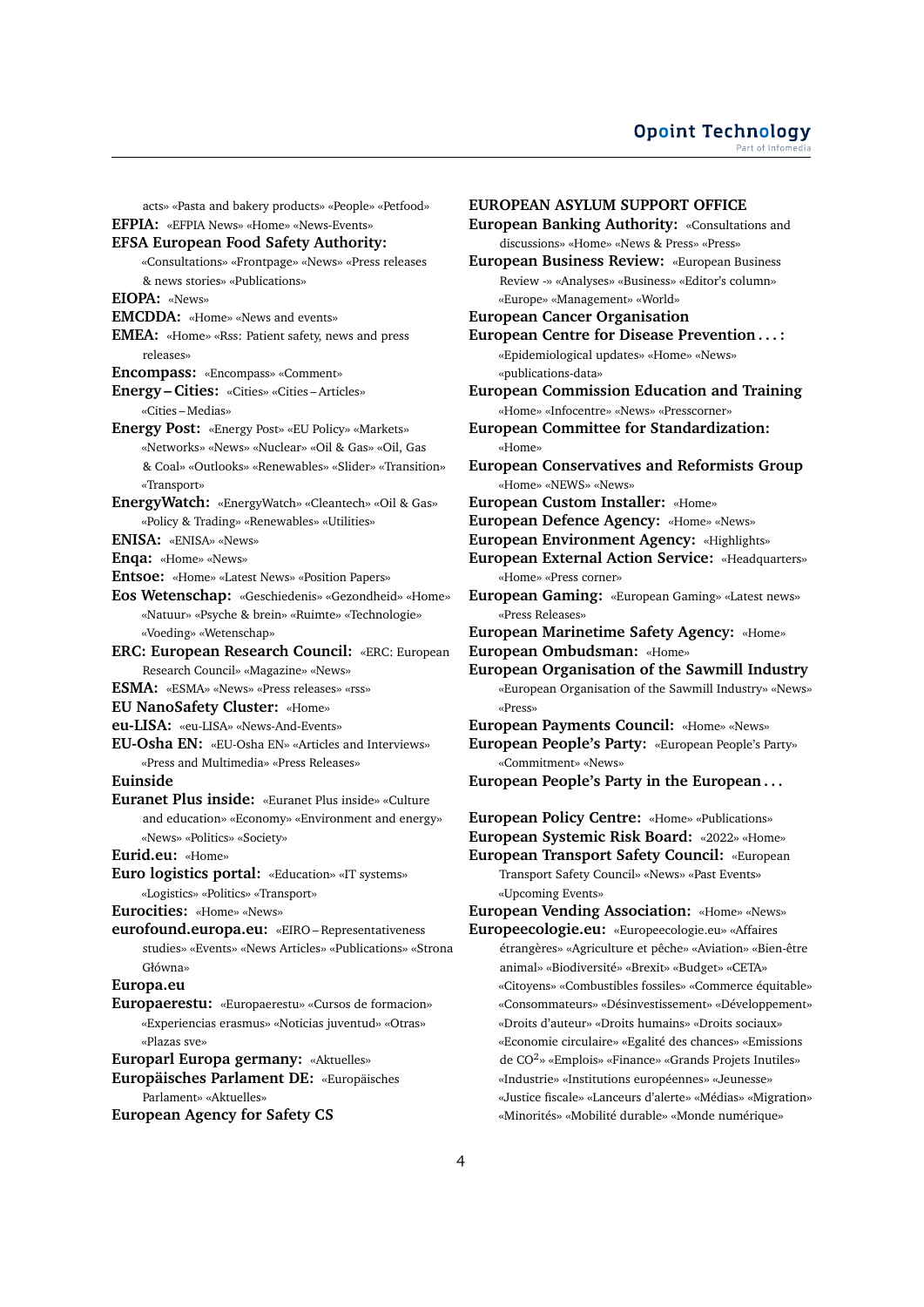acts» «Pasta and bakery products» «People» «Petfood»

**EFPIA:** «EFPIA News» «Home» «News-Events»

**EFSA European Food Safety Authority:** «Consultations» «Frontpage» «News» «Press releases & news stories» «Publications»

**EIOPA:** «News»

**EMCDDA:** «Home» «News and events»

**EMEA:** «Home» «Rss: Patient safety, news and press releases»

**Encompass:** «Encompass» «Comment»

**Energy – Cities:** «Cities» «Cities – Articles» «Cities – Medias»

**Energy Post:** «Energy Post» «EU Policy» «Markets» «Networks» «News» «Nuclear» «Oil & Gas» «Oil, Gas & Coal» «Outlooks» «Renewables» «Slider» «Transition» «Transport»

**EnergyWatch:** «EnergyWatch» «Cleantech» «Oil & Gas» «Policy & Trading» «Renewables» «Utilities»

**ENISA:** «ENISA» «News»

**Enqa:** «Home» «News»

**Entsoe:** «Home» «Latest News» «Position Papers»

**Eos Wetenschap:** «Geschiedenis» «Gezondheid» «Home» «Natuur» «Psyche & brein» «Ruimte» «Technologie» «Voeding» «Wetenschap»

**ERC: European Research Council:** «ERC: European Research Council» «Magazine» «News»

**ESMA:** «ESMA» «News» «Press releases» «rss»

**EU NanoSafety Cluster:** «Home»

**eu-LISA:** «eu-LISA» «News-And-Events»

**EU-Osha EN:** «EU-Osha EN» «Articles and Interviews» «Press and Multimedia» «Press Releases»

**Euinside**

**Euranet Plus inside:** «Euranet Plus inside» «Culture and education» «Economy» «Environment and energy» «News» «Politics» «Society»

**Eurid.eu:** «Home»

**Euro logistics portal:** «Education» «IT systems» «Logistics» «Politics» «Transport»

**Eurocities:** «Home» «News»

**eurofound.europa.eu:** «EIRO – Representativeness studies» «Events» «News Articles» «Publications» «Strona Główna»

**Europa.eu**

**Europaerestu:** «Europaerestu» «Cursos de formacion» «Experiencias erasmus» «Noticias juventud» «Otras» «Plazas sve»

**Europarl Europa germany:** «Aktuelles»

**Europäisches Parlament DE:** «Europäisches Parlament» «Aktuelles»

**European Agency for Safety CS**

**EUROPEAN ASYLUM SUPPORT OFFICE**

**European Banking Authority:** «Consultations and discussions» «Home» «News & Press» «Press»

**European Business Review:** «European Business Review -» «Analyses» «Business» «Editor's column» «Europe» «Management» «World»

**European Cancer Organisation**

**European Centre for Disease Prevention . . . :** «Epidemiological updates» «Home» «News» «publications-data»

**European Commission Education and Training** «Home» «Infocentre» «News» «Presscorner»

**European Committee for Standardization:** «Home»

**European Conservatives and Reformists Group** «Home» «NEWS» «News»

**European Custom Installer:** «Home»

**European Defence Agency:** «Home» «News»

**European Environment Agency:** «Highlights»

**European External Action Service:** «Headquarters» «Home» «Press corner»

**European Gaming:** «European Gaming» «Latest news» «Press Releases»

**European Marinetime Safety Agency:** «Home»

**European Ombudsman:** «Home»

**European Organisation of the Sawmill Industry** «European Organisation of the Sawmill Industry» «News» «Press»

**European Payments Council:** «Home» «News»

**European People's Party:** «European People's Party» «Commitment» «News»

**European People's Party in the European . . .**

**European Policy Centre:** «Home» «Publications»

**European Systemic Risk Board:** «2022» «Home»

**European Transport Safety Council:** «European Transport Safety Council» «News» «Past Events» «Upcoming Events»

**European Vending Association:** «Home» «News»

**Europeecologie.eu:** «Europeecologie.eu» «Affaires étrangères» «Agriculture et pêche» «Aviation» «Bien-être animal» «Biodiversité» «Brexit» «Budget» «CETA» «Citoyens» «Combustibles fossiles» «Commerce équitable» «Consommateurs» «Désinvestissement» «Développement» «Droits d'auteur» «Droits humains» «Droits sociaux» «Economie circulaire» «Egalité des chances» «Emissions de $CO^2$» «Emplois» «Finance» «Grands Projets Inutiles» «Industrie» «Institutions européennes» «Jeunesse» «Justice fiscale» «Lanceurs d'alerte» «Médias» «Migration» «Minorités» «Mobilité durable» «Monde numérique»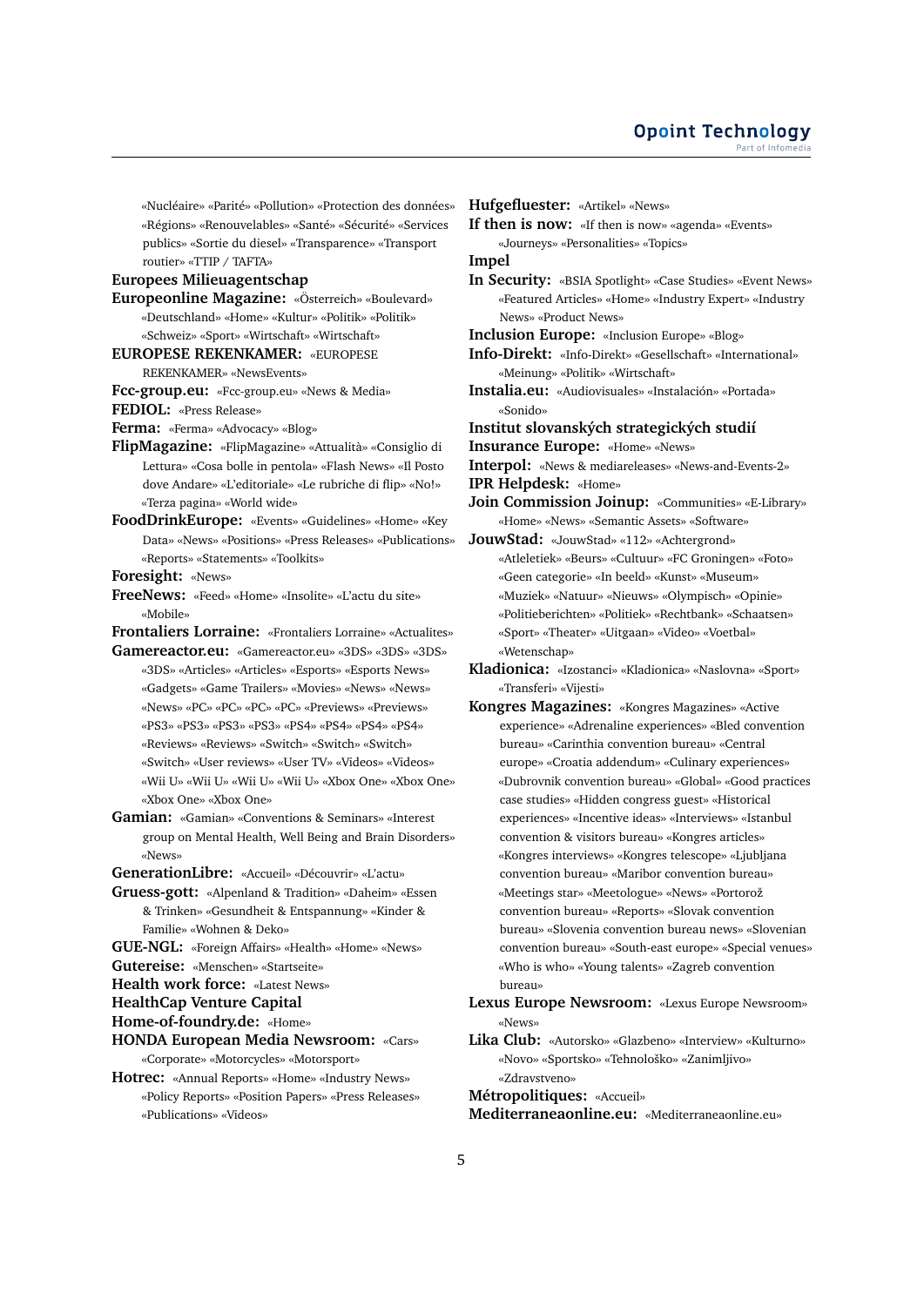«Nucléaire» «Parité» «Pollution» «Protection des données» «Régions» «Renouvelables» «Santé» «Sécurité» «Services publics» «Sortie du diesel» «Transparence» «Transport routier» «TTIP / TAFTA»

**Europees Milieuagentschap**

**Europeonline Magazine:** «Österreich» «Boulevard» «Deutschland» «Home» «Kultur» «Politik» «Politik» «Schweiz» «Sport» «Wirtschaft» «Wirtschaft»

**EUROPESE REKENKAMER:** «EUROPESE REKENKAMER» «NewsEvents»

**Fcc-group.eu:** «Fcc-group.eu» «News & Media»

**FEDIOL:** «Press Release»

**Ferma:** «Ferma» «Advocacy» «Blog»

**FlipMagazine:** «FlipMagazine» «Attualità» «Consiglio di Lettura» «Cosa bolle in pentola» «Flash News» «Il Posto dove Andare» «L'editoriale» «Le rubriche di flip» «No!» «Terza pagina» «World wide»

**FoodDrinkEurope:** «Events» «Guidelines» «Home» «Key Data» «News» «Positions» «Press Releases» «Publications» «Reports» «Statements» «Toolkits»

**Foresight:** «News»

**FreeNews:** «Feed» «Home» «Insolite» «L'actu du site» «Mobile»

**Frontaliers Lorraine:** «Frontaliers Lorraine» «Actualites»

**Gamereactor.eu:** «Gamereactor.eu» «3DS» «3DS» «3DS» «3DS» «Articles» «Articles» «Esports» «Esports News» «Gadgets» «Game Trailers» «Movies» «News» «News» «News» «PC» «PC» «PC» «PC» «Previews» «Previews» «PS3» «PS3» «PS3» «PS3» «PS4» «PS4» «PS4» «PS4» «Reviews» «Reviews» «Switch» «Switch» «Switch» «Switch» «User reviews» «User TV» «Videos» «Videos» «Wii U» «Wii U» «Wii U» «Wii U» «Xbox One» «Xbox One» «Xbox One» «Xbox One»

**Gamian:** «Gamian» «Conventions & Seminars» «Interest group on Mental Health, Well Being and Brain Disorders» «News»

**GenerationLibre:** «Accueil» «Découvrir» «L'actu»

**Gruess-gott:** «Alpenland & Tradition» «Daheim» «Essen & Trinken» «Gesundheit & Entspannung» «Kinder & Familie» «Wohnen & Deko»

**GUE-NGL:** «Foreign Affairs» «Health» «Home» «News»

**Gutereise:** «Menschen» «Startseite»

**Health work force:** «Latest News»

**HealthCap Venture Capital**

**Home-of-foundry.de:** «Home»

**HONDA European Media Newsroom:** «Cars» «Corporate» «Motorcycles» «Motorsport»

**Hotrec:** «Annual Reports» «Home» «Industry News» «Policy Reports» «Position Papers» «Press Releases» «Publications» «Videos»

**Hufgefluester:** «Artikel» «News»

**If then is now:** «If then is now» «agenda» «Events» «Journeys» «Personalities» «Topics»

**Impel**

**In Security:** «BSIA Spotlight» «Case Studies» «Event News» «Featured Articles» «Home» «Industry Expert» «Industry News» «Product News»

**Inclusion Europe:** «Inclusion Europe» «Blog»

**Info-Direkt:** «Info-Direkt» «Gesellschaft» «International» «Meinung» «Politik» «Wirtschaft»

**Instalia.eu:** «Audiovisuales» «Instalación» «Portada» «Sonido»

**Institut slovanských strategických studií**

**Insurance Europe:** «Home» «News»

**Interpol:** «News & mediareleases» «News-and-Events-2»

**IPR Helpdesk:** «Home»

**Join Commission Joinup:** «Communities» «E-Library» «Home» «News» «Semantic Assets» «Software»

**JouwStad:** «JouwStad» «112» «Achtergrond» «Atleletiek» «Beurs» «Cultuur» «FC Groningen» «Foto» «Geen categorie» «In beeld» «Kunst» «Museum» «Muziek» «Natuur» «Nieuws» «Olympisch» «Opinie» «Politieberichten» «Politiek» «Rechtbank» «Schaatsen» «Sport» «Theater» «Uitgaan» «Video» «Voetbal» «Wetenschap»

**Kladionica:** «Izostanci» «Kladionica» «Naslovna» «Sport» «Transferi» «Vijesti»

**Kongres Magazines:** «Kongres Magazines» «Active experience» «Adrenaline experiences» «Bled convention bureau» «Carinthia convention bureau» «Central europe» «Croatia addendum» «Culinary experiences» «Dubrovnik convention bureau» «Global» «Good practices case studies» «Hidden congress guest» «Historical experiences» «Incentive ideas» «Interviews» «Istanbul convention & visitors bureau» «Kongres articles» «Kongres interviews» «Kongres telescope» «Ljubljana convention bureau» «Maribor convention bureau» «Meetings star» «Meetologue» «News» «Portorož convention bureau» «Reports» «Slovak convention bureau» «Slovenia convention bureau news» «Slovenian convention bureau» «South-east europe» «Special venues» «Who is who» «Young talents» «Zagreb convention bureau»

**Lexus Europe Newsroom:** «Lexus Europe Newsroom» «News»

**Lika Club:** «Autorsko» «Glazbeno» «Interview» «Kulturno» «Novo» «Sportsko» «Tehnološko» «Zanimljivo» «Zdravstveno»

**Métropolitiques:** «Accueil»

**Mediterraneaonline.eu:** «Mediterraneaonline.eu»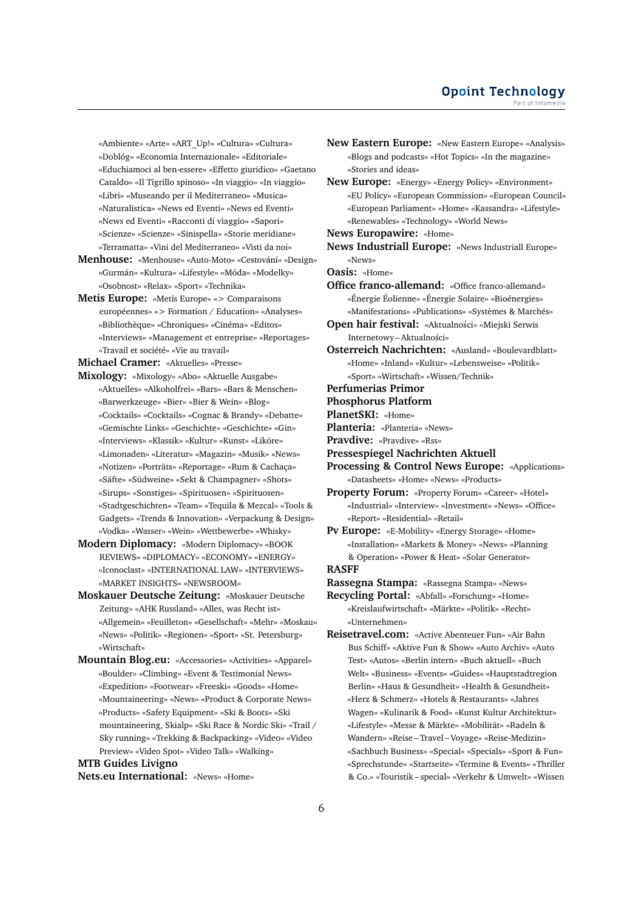«Ambiente» «Arte» «ART_Up!» «Cultura» «Cultura» «Doblóg» «Economia Internazionale» «Editoriale» «Educhiamoci al ben-essere» «Effetto giuridico» «Gaetano Cataldo» «Il Tigrillo spinoso» «In viaggio» «In viaggio» «Libri» «Museando per il Mediterraneo» «Musica» «Naturalistica» «News ed Eventi» «News ed Eventi» «News ed Eventi» «Racconti di viaggio» «Sapori» «Scienze» «Scienze» «Sinispella» «Storie meridiane» «Terramatta» «Vini del Mediterraneo» «Visti da noi»

**Menhouse:** «Menhouse» «Auto-Moto» «Cestování» «Design» «Gurmán» «Kultura» «Lifestyle» «Móda» «Modelky» «Osobnost» «Relax» «Sport» «Technika»

**Metis Europe:** «Metis Europe» «> Comparaisons européennes» «> Formation / Education» «Analyses» «Bibliothèque» «Chroniques» «Cinéma» «Editos» «Interviews» «Management et entreprise» «Reportages» «Travail et société» «Vie au travail»

**Michael Cramer:** «Aktuelles» «Presse»

**Mixology:** «Mixology» «Abo» «Aktuelle Ausgabe» «Aktuelles» «Alkoholfrei» «Bars» «Bars & Menschen» «Barwerkzeuge» «Bier» «Bier & Wein» «Blog» «Cocktails» «Cocktails» «Cognac & Brandy» «Debatte» «Gemischte Links» «Geschichte» «Geschichte» «Gin» «Interviews» «Klassik» «Kultur» «Kunst» «Liköre» «Limonaden» «Literatur» «Magazin» «Musik» «News» «Notizen» «Porträts» «Reportage» «Rum & Cachaça» «Säfte» «Südweine» «Sekt & Champagner» «Shots» «Sirups» «Sonstiges» «Spirituosen» «Spirituosen» «Stadtgeschichten» «Team» «Tequila & Mezcal» «Tools & Gadgets» «Trends & Innovation» «Verpackung & Design» «Vodka» «Wasser» «Wein» «Wettbewerbe» «Whisky»

**Modern Diplomacy:** «Modern Diplomacy» «BOOK REVIEWS» «DIPLOMACY» «ECONOMY» «ENERGY» «Iconoclast» «INTERNATIONAL LAW» «INTERVIEWS» «MARKET INSIGHTS» «NEWSROOM»

**Moskauer Deutsche Zeitung:** «Moskauer Deutsche Zeitung» «AHK Russland» «Alles, was Recht ist» «Allgemein» «Feuilleton» «Gesellschaft» «Mehr» «Moskau» «News» «Politik» «Regionen» «Sport» «St. Petersburg» «Wirtschaft»

**Mountain Blog.eu:** «Accessories» «Activities» «Apparel» «Boulder» «Climbing» «Event & Testimonial News» «Expedition» «Footwear» «Freeski» «Goods» «Home» «Mountaineering» «News» «Product & Corporate News» «Products» «Safety Equipment» «Ski & Boots» «Ski mountaineering, Skialp» «Ski Race & Nordic Ski» «Trail / Sky running» «Trekking & Backpacking» «Video» «Video Preview» «Video Spot» «Video Talk» «Walking»

**MTB Guides Livigno**

**Nets.eu International:** «News» «Home»

**New Eastern Europe:** «New Eastern Europe» «Analysis» «Blogs and podcasts» «Hot Topics» «In the magazine» «Stories and ideas»

**New Europe:** «Energy» «Energy Policy» «Environment» «EU Policy» «European Commission» «European Council» «European Parliament» «Home» «Kassandra» «Lifestyle» «Renewables» «Technology» «World News»

**News Europawire:** «Home»

**News Industriall Europe:** «News Industriall Europe» «News»

**Oasis:** «Home»

**Office franco-allemand:** «Office franco-allemand» «Énergie Éolienne» «Énergie Solaire» «Bioénergies» «Manifestations» «Publications» «Systèmes & Marchés»

**Open hair festival:** «Aktualności» «Miejski Serwis Internetowy – Aktualności»

**Osterreich Nachrichten:** «Ausland» «Boulevardblatt» «Home» «Inland» «Kultur» «Lebensweise» «Politik» «Sport» «Wirtschaft» «Wissen/Technik»

**Perfumerias Primor**

**Phosphorus Platform**

**PlanetSKI:** «Home»

**Planteria:** «Planteria» «News»

**Pravdive:** «Pravdive» «Rss»

**Pressespiegel Nachrichten Aktuell**

**Processing & Control News Europe:** «Applications» «Datasheets» «Home» «News» «Products»

**Property Forum:** «Property Forum» «Career» «Hotel» «Industrial» «Interview» «Investment» «News» «Office» «Report» «Residential» «Retail»

**Pv Europe:** «E-Mobility» «Energy Storage» «Home» «Installation» «Markets & Money» «News» «Planning & Operation» «Power & Heat» «Solar Generator»

**RASFF**

**Rassegna Stampa:** «Rassegna Stampa» «News»

**Recycling Portal:** «Abfall» «Forschung» «Home» «Kreislaufwirtschaft» «Märkte» «Politik» «Recht» «Unternehmen»

**Reisetravel.com:** «Active Abenteuer Fun» «Air Bahn Bus Schiff» «Aktive Fun & Show» «Auto Archiv» «Auto Test» «Autos» «Berlin intern» «Buch aktuell» «Buch Welt» «Business» «Events» «Guides» «Hauptstadtregion Berlin» «Haus & Gesundheit» «Health & Gesundheit» «Herz & Schmerz» «Hotels & Restaurants» «Jahres Wagen» «Kulinarik & Food» «Kunst Kultur Architektur» «Lifestyle» «Messe & Märkte» «Mobilität» «Radeln & Wandern» «Reise – Travel – Voyage» «Reise-Medizin» «Sachbuch Business» «Special» «Specials» «Sport & Fun» «Sprechstunde» «Startseite» «Termine & Events» «Thriller & Co.» «Touristik – special» «Verkehr & Umwelt» «Wissen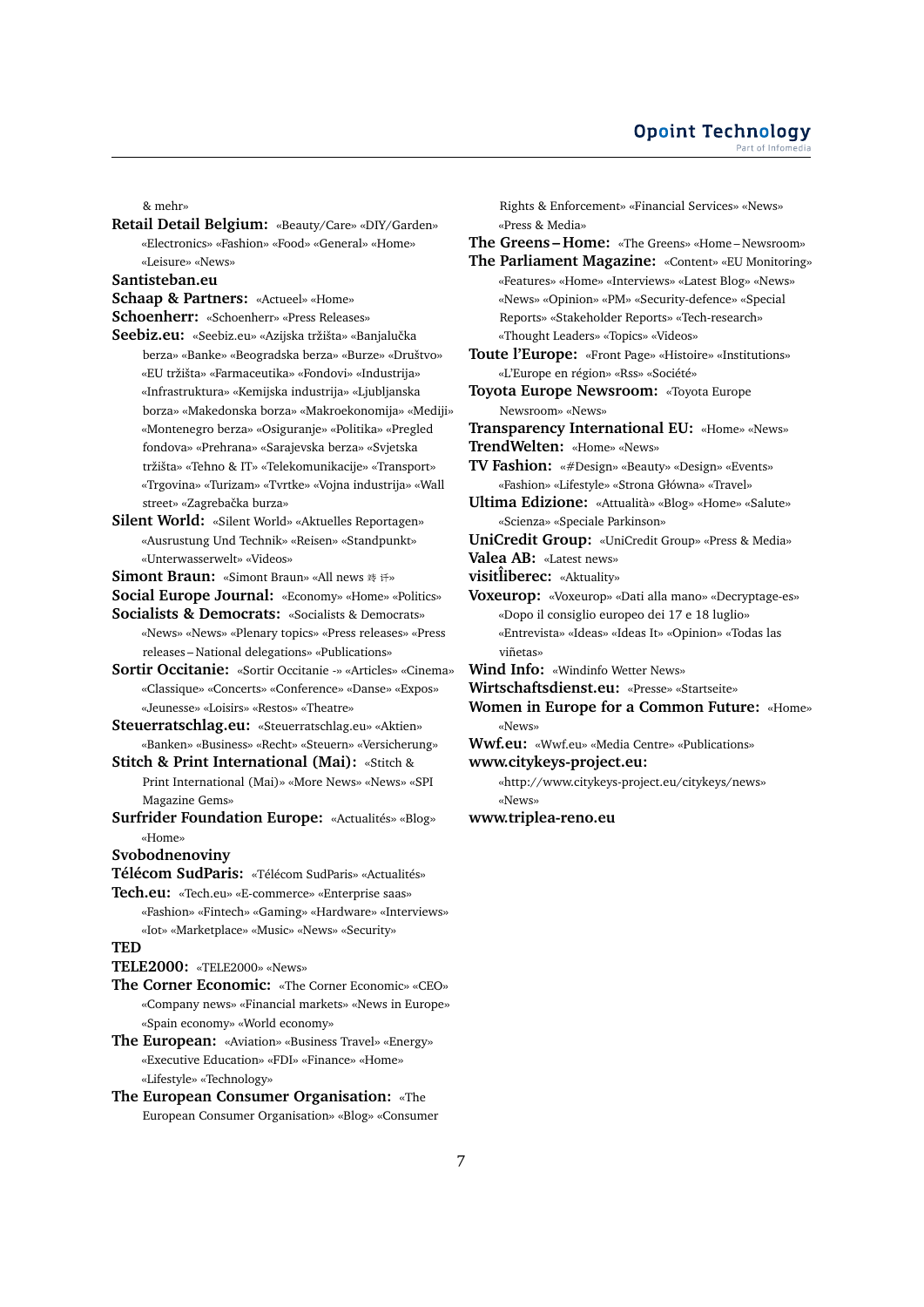& mehr»

**Retail Detail Belgium:** «Beauty/Care» «DIY/Garden» «Electronics» «Fashion» «Food» «General» «Home» «Leisure» «News»

**Santisteban.eu**

**Schaap & Partners:** «Actueel» «Home»

**Schoenherr:** «Schoenherr» «Press Releases»

**Seebiz.eu:** «Seebiz.eu» «Azijska tržišta» «Banjalučka berza» «Banke» «Beogradska berza» «Burze» «Društvo» «EU tržišta» «Farmaceutika» «Fondovi» «Industrija» «Infrastruktura» «Kemijska industrija» «Ljubljanska borza» «Makedonska borza» «Makroekonomija» «Mediji» «Montenegro berza» «Osiguranje» «Politika» «Pregled fondova» «Prehrana» «Sarajevska berza» «Svjetska tržišta» «Tehno & IT» «Telekomunikacije» «Transport» «Trgovina» «Turizam» «Tvrtke» «Vojna industrija» «Wall street» «Zagrebačka burza»

**Silent World:** «Silent World» «Aktuelles Reportagen» «Ausrustung Und Technik» «Reisen» «Standpunkt» «Unterwasserwelt» «Videos»

**Simont Braun:** «Simont Braun» «All news 䍩 䍪»

**Social Europe Journal:** «Economy» «Home» «Politics»

**Socialists & Democrats:** «Socialists & Democrats» «News» «News» «Plenary topics» «Press releases» «Press releases – National delegations» «Publications»

**Sortir Occitanie:** «Sortir Occitanie -» «Articles» «Cinema» «Classique» «Concerts» «Conference» «Danse» «Expos» «Jeunesse» «Loisirs» «Restos» «Theatre»

**Steuerratschlag.eu:** «Steuerratschlag.eu» «Aktien» «Banken» «Business» «Recht» «Steuern» «Versicherung»

**Stitch & Print International (Mai):** «Stitch & Print International (Mai)» «More News» «News» «SPI Magazine Gems»

**Surfrider Foundation Europe:** «Actualités» «Blog» «Home»

**Svobodnenoviny**

**Télécom SudParis:** «Télécom SudParis» «Actualités»

**Tech.eu:** «Tech.eu» «E-commerce» «Enterprise saas» «Fashion» «Fintech» «Gaming» «Hardware» «Interviews» «Iot» «Marketplace» «Music» «News» «Security»

**TED**

**TELE2000:** «TELE2000» «News»

**The Corner Economic:** «The Corner Economic» «CEO» «Company news» «Financial markets» «News in Europe» «Spain economy» «World economy»

**The European:** «Aviation» «Business Travel» «Energy» «Executive Education» «FDI» «Finance» «Home» «Lifestyle» «Technology»

**The European Consumer Organisation:** «The European Consumer Organisation» «Blog» «Consumer Rights & Enforcement» «Financial Services» «News» «Press & Media»

**The Greens – Home:** «The Greens» «Home – Newsroom»

**The Parliament Magazine:** «Content» «EU Monitoring» «Features» «Home» «Interviews» «Latest Blog» «News» «News» «Opinion» «PM» «Security-defence» «Special Reports» «Stakeholder Reports» «Tech-research» «Thought Leaders» «Topics» «Videos»

**Toute l'Europe:** «Front Page» «Histoire» «Institutions» «L'Europe en région» «Rss» «Société»

**Toyota Europe Newsroom:** «Toyota Europe Newsroom» «News»

**Transparency International EU:** «Home» «News»

**TrendWelten:** «Home» «News»

**TV Fashion:** «#Design» «Beauty» «Design» «Events» «Fashion» «Lifestyle» «Strona Główna» «Travel»

**Ultima Edizione:** «Attualità» «Blog» «Home» «Salute» «Scienza» «Speciale Parkinson»

**UniCredit Group:** «UniCredit Group» «Press & Media»

**Valea AB:** «Latest news»

**visitÎliberec:** «Aktuality»

**Voxeurop:** «Voxeurop» «Dati alla mano» «Decryptage-es» «Dopo il consiglio europeo dei 17 e 18 luglio» «Entrevista» «Ideas» «Ideas It» «Opinion» «Todas las viñetas»

**Wind Info:** «Windinfo Wetter News»

**Wirtschaftsdienst.eu:** «Presse» «Startseite»

**Women in Europe for a Common Future:** «Home» «News»

**Wwf.eu:** «Wwf.eu» «Media Centre» «Publications»

**www.citykeys-project.eu:** «http://www.citykeys-project.eu/citykeys/news» «News»

**www.triplea-reno.eu**